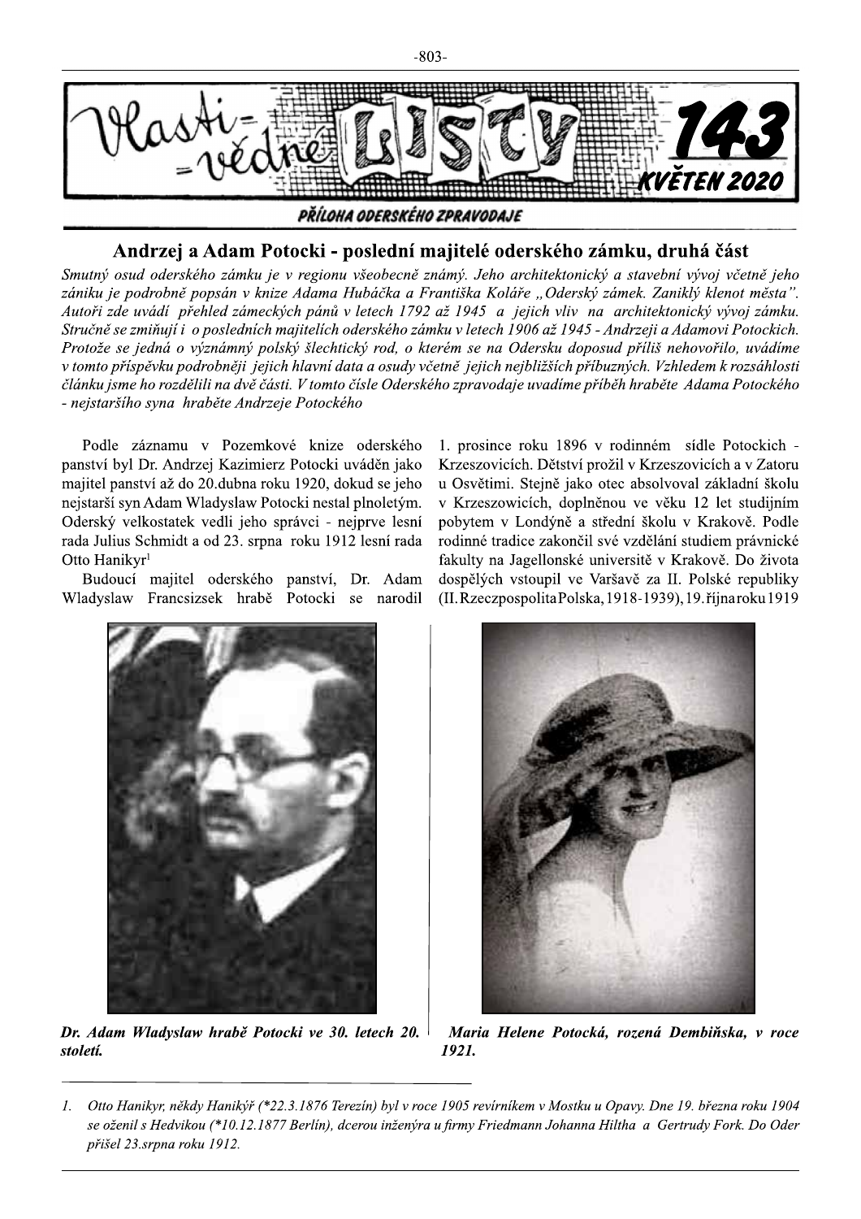# Andrzej a Adam Potocki - poslední majitelé oderského zámku, druhá část

*Smutný osud oderského zámku je v regionu všeobecně známý. Jeho architektonický a stavební vývoj včetně jeho zániku je podrobně popsán v knize Adama Hubáčka a Františka Koláře „Oderský zámek. Zaniklý klenot města". Autoři zde uvádí přehled zámeckých pánů v letech 1792 až 1945 a jejich vliv na architektonický vývoj zámku. Stručně se zmiňují i o posledních majitelích oderského zámku v letech 1906 až 1945 - Andrzeji a Adamovi Potockich. Protože se jedná o významný polský šlechtický rod, o kterém se na Odersku doposud příliš nehovořilo, uvádíme v tomto příspěvku podrobněji jejich hlavní data a osudy včetně jejich nejbližších příbuzných. Vzhledem k rozsáhlosti článku jsme ho rozdělili na dvě části. V tomto čísle Oderského zpravodaje uvádíme příběh hraběte Adama Potockého - nejstaršího syna hraběte Andrzeje Potockého*

Podle záznamu v Pozemkové knize oderského panství byl Dr. Andrzej Kazimierz Potocki uváděn jako majitel panství až do 20.dubna roku 1920, dokud se jeho nejstarší syn Adam Wladyslaw Potocki nestal plnoletým. Oderský velkostatek vedli jeho správci - nejprve lesní rada Julius Schmidt a od 23. srpna roku 1912 lesní rada Otto Hanikyr[1]

Budoucí majitel oderského panství, Dr. Adam Wladyslaw Francsizsek hrabě Potocki se narodil 1. prosince roku 1896 v rodinném sídle Potockich - Krzeszovicích. Dětství prožil v Krzeszovicích a v Zatoru u Osvětimi. Stejně jako otec absolvoval základní školu v Krzeszowicích, doplněnou ve věku 12 let studijním pobytem v Londýně a střední školu v Krakově. Podle rodinné tradice zakončil své vzdělání studiem právnické fakulty na Jagellonské universitě v Krakově. Do života dospělých vstoupil ve Varšavě za II. Polské republiky (II. Rzeczpospolita Polska, 1918-1939), 19. října roku 1919

**Dr. Adam Wladyslaw hrabě Potocki ve 30. letech 20. století.**

**Maria Helene Potocká, rozená Dembińska, v roce 1921.**

---

1. *Otto Hanikyr, někdy Hanikýř (\*22.3.1876 Terezín) byl v roce 1905 revírníkem v Mostku u Opavy. Dne 19. března roku 1904 se oženil s Hedvikou (\*10.12.1877 Berlín), dcerou inženýra u firmy Friedmann Johanna Hiltha a Gertrudy Fork. Do Oder přišel 23.srpna roku 1912.*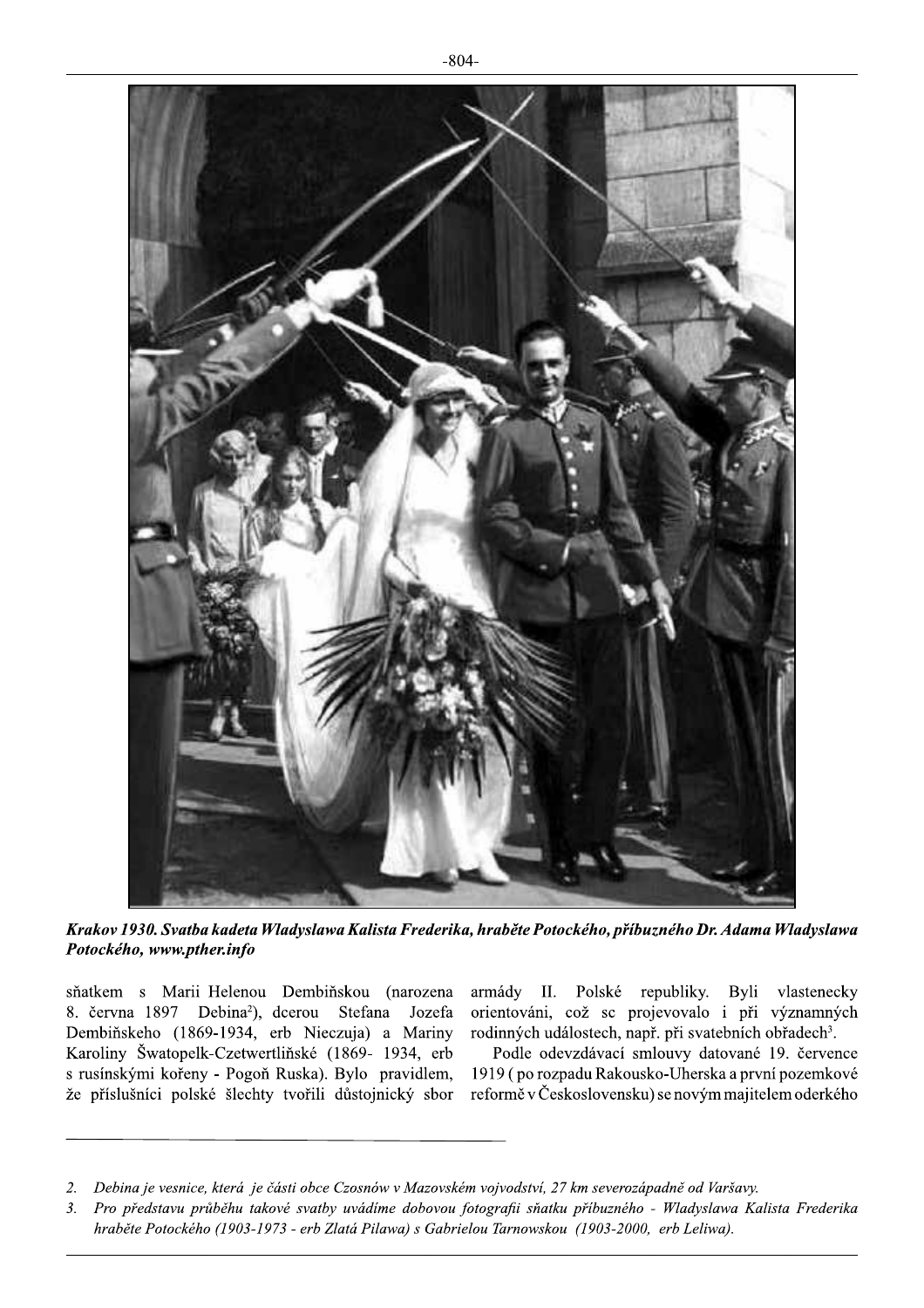***Krakov 1930. Svatba kadeta Wladyslawa Kalista Frederika, hraběte Potockého, příbuzného Dr. Adama Wladyslawa Potockého, www.pther.info***

sňatkem s Marii Helenou Dembińskou (narozena 8. června 1897 Debina[2]), dcerou Stefana Jozefa Dembińskeho (1869-1934, erb Nieczuja) a Mariny Karoliny Šwatopelk-Czetwertliňské (1869- 1934, erb s rusínskými kořeny - Pogoň Ruska). Bylo pravidlem, že příslušníci polské šlechty tvořili důstojnický sbor armády II. Polské republiky. Byli vlastenecky orientováni, což sc projevovalo i při významných rodinných událostech, např. při svatebních obřadech[3].

Podle odevzdávací smlouvy datované 19. července 1919 (po rozpadu Rakousko-Uherska a první pozemkové reformě v Československu) se novým majitelem oderkého

---

2. *Debina je vesnice, která je části obce Czosnów v Mazovském vojvodství, 27 km severozápadně od Varšavy.*
3. *Pro představu průběhu takové svatby uvádíme dobovou fotografii sňatku příbuzného - Wladyslawa Kalista Frederika hraběte Potockého (1903-1973 - erb Zlatá Pilawa) s Gabrielou Tarnowskou (1903-2000, erb Leliwa).*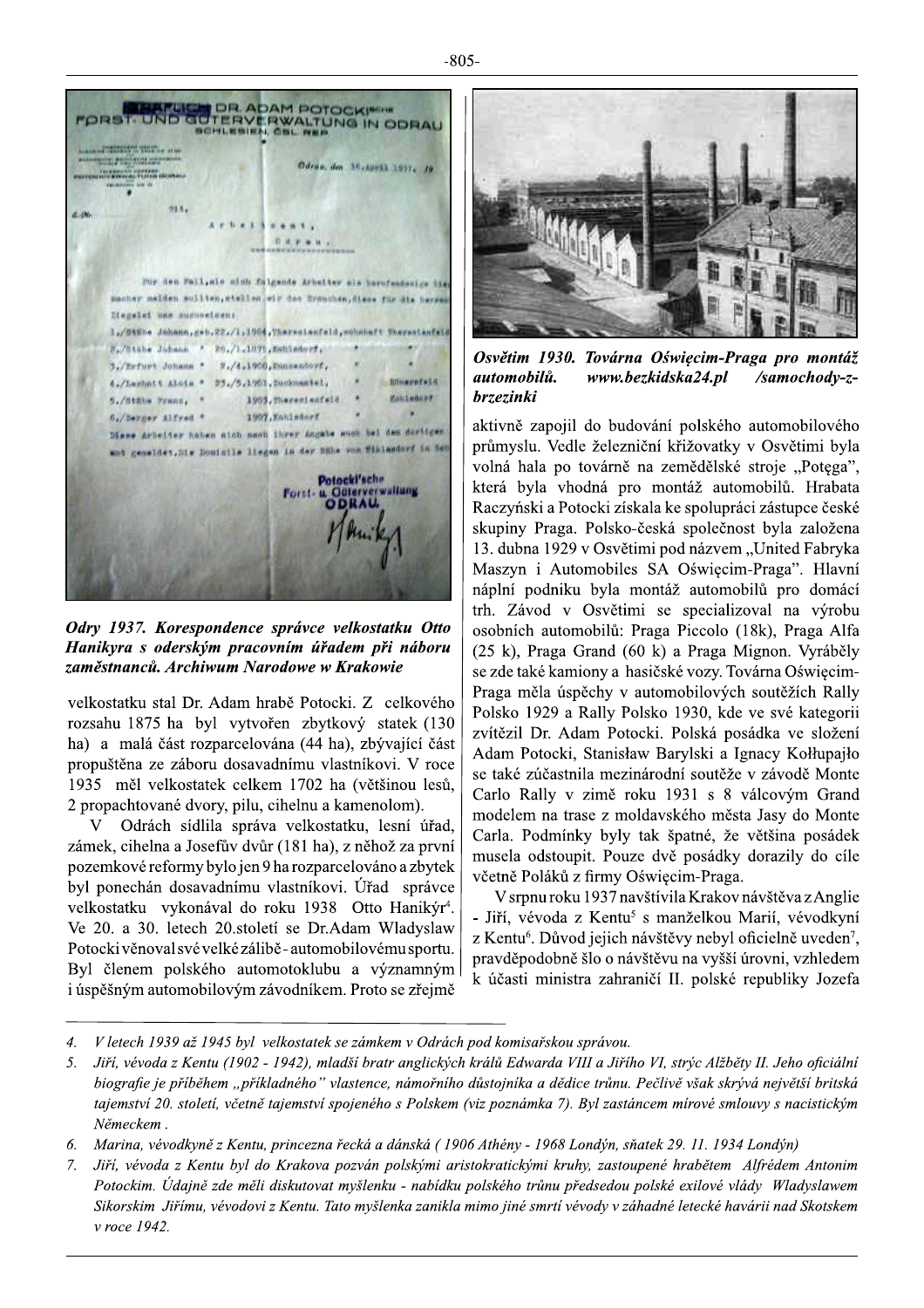*Odry 1937. Korespondence správce velkostatku Otto Hanikyra s oderským pracovním úřadem při náboru zaměstnanců. Archiwum Narodowe w Krakowie*

velkostatku stal Dr. Adam hrabě Potocki. Z celkového rozsahu 1875 ha byl vytvořen zbytkový statek (130 ha) a malá část rozparcelována (44 ha), zbývající část propuštěna ze záboru dosavadnímu vlastníkovi. V roce 1935 měl velkostatek celkem 1702 ha (většinou lesů, 2 propachtované dvory, pilu, cihelnu a kamenolom).

V Odrách sídlila správa velkostatku, lesní úřad, zámek, cihelna a Josefův dvůr (181 ha), z něhož za první pozemkové reformy bylo jen 9 ha rozparcelováno a zbytek byl ponechán dosavadnímu vlastníkovi. Úřad správce velkostatku vykonával do roku 1938 Otto Hanikýr[4]. Ve 20. a 30. letech 20.století se Dr.Adam Wladyslaw Potocki věnoval své velké zálibě - automobilovému sportu. Byl členem polského automotoklubu a významným i úspěšným automobilovým závodníkem. Proto se zřejmě aktivně zapojil do budování polského automobilového průmyslu. Vedle železniční křižovatky v Osvětimi byla volná hala po továrně na zemědělské stroje „Potęga", která byla vhodná pro montáž automobilů. Hrabata Raczyński a Potocki získala ke spolupráci zástupce české skupiny Praga. Polsko-česká společnost byla založena 13. dubna 1929 v Osvětimi pod názvem „United Fabryka Maszyn i Automobiles SA Oświęcim-Praga". Hlavní náplní podniku byla montáž automobilů pro domácí trh. Závod v Osvětimi se specializoval na výrobu osobních automobilů: Praga Piccolo (18k), Praga Alfa (25 k), Praga Grand (60 k) a Praga Mignon. Vyráběly se zde také kamiony a hasičské vozy. Továrna Oświęcim-Praga měla úspěchy v automobilových soutěžích Rally Polsko 1929 a Rally Polsko 1930, kde ve své kategorii zvítězil Dr. Adam Potocki. Polská posádka ve složení Adam Potocki, Stanisław Barylski a Ignacy Kołłupajło se také zúčastnila mezinárodní soutěže v závodě Monte Carlo Rally v zimě roku 1931 s 8 válcovým Grand modelem na trase z moldavského města Jasy do Monte Carla. Podmínky byly tak špatné, že většina posádek musela odstoupit. Pouze dvě posádky dorazily do cíle včetně Poláků z firmy Oświęcim-Praga.

*Osvětim 1930. Továrna Oświęcim-Praga pro montáž automobilů. www.bezkidska24.pl /samochody-z-brzezinki*

V srpnu roku 1937 navštívila Krakov návštěva z Anglie - Jiří, vévoda z Kentu[5] s manželkou Marií, vévodkyní z Kentu[6]. Důvod jejich návštěvy nebyl oficielně uveden[7], pravděpodobně šlo o návštěvu na vyšší úrovni, vzhledem k účasti ministra zahraničí II. polské republiky Jozefa

---

4. *V letech 1939 až 1945 byl velkostatek se zámkem v Odrách pod komisařskou správou.*
5. *Jiří, vévoda z Kentu (1902 - 1942), mladší bratr anglických králů Edwarda VIII a Jiřího VI, strýc Alžběty II. Jeho oficiální biografie je příběhem „příkladného" vlastence, námořního důstojníka a dědice trůnu. Pečlivě však skrývá největší britská tajemství 20. století, včetně tajemství spojeného s Polskem (viz poznámka 7). Byl zastáncem mírové smlouvy s nacistickým Německem .*
6. *Marina, vévodkyně z Kentu, princezna řecká a dánská ( 1906 Athény - 1968 Londýn, sňatek 29. 11. 1934 Londýn)*
7. *Jiří, vévoda z Kentu byl do Krakova pozván polskými aristokratickými kruhy, zastoupené hrabětem Alfrédem Antonim Potockim. Údajně zde měli diskutovat myšlenku - nabídku polského trůnu předsedou polské exilové vlády Wladyslawem Sikorskim Jiřímu, vévodovi z Kentu. Tato myšlenka zanikla mimo jiné smrtí vévody v záhadné letecké havárii nad Skotskem v roce 1942.*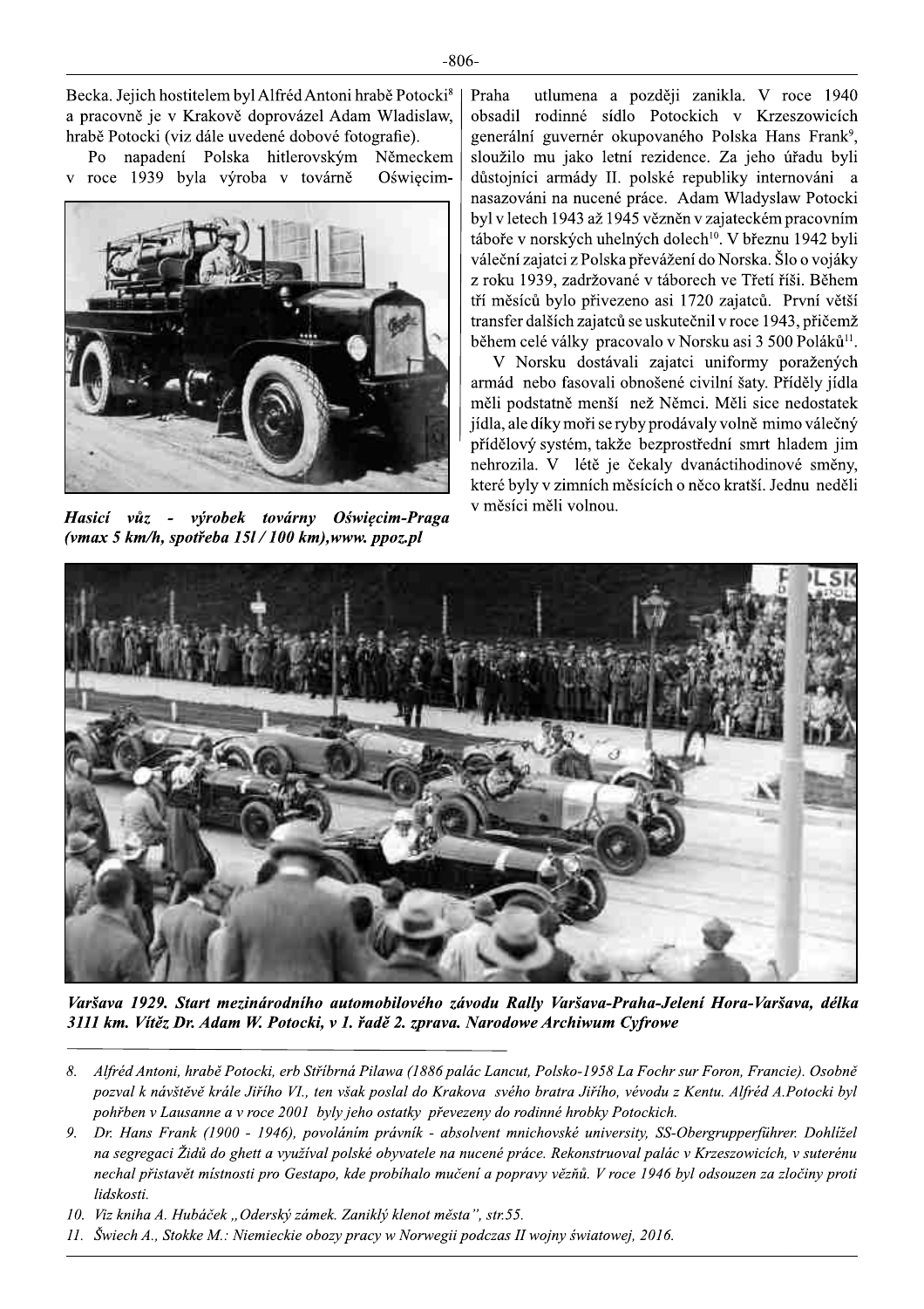Becka. Jejich hostitelem byl Alfréd Antoni hrabě Potocki[8] a pracovně je v Krakově doprovázel Adam Wladislaw, hrabě Potocki (viz dále uvedené dobové fotografie).

Po napadení Polska hitlerovským Německem v roce 1939 byla výroba v továrně Oświęcim-Praha utlumena a později zanikla. V roce 1940 obsadil rodinné sídlo Potockich v Krzeszowicích generální guvernér okupovaného Polska Hans Frank[9], sloužilo mu jako letní rezidence. Za jeho úřadu byli důstojníci armády II. polské republiky internováni a nasazováni na nucené práce. Adam Wladyslaw Potocki byl v letech 1943 až 1945 vězněn v zajateckém pracovním táboře v norských uhelných dolech[10]. V březnu 1942 byli váleční zajatci z Polska převážení do Norska. Šlo o vojáky z roku 1939, zadržované v táborech ve Třetí říši. Během tří měsíců bylo přivezeno asi 1720 zajatců. První větší transfer dalších zajatců se uskutečnil v roce 1943, přičemž během celé války pracovalo v Norsku asi 3 500 Poláků[11].

***Hasicí vůz - výrobek továrny Oświęcim-Praga (vmax 5 km/h, spotřeba 15l / 100 km), www. ppoz.pl***

V Norsku dostávali zajatci uniformy poražených armád nebo fasovali obnošené civilní šaty. Příděly jídla měli podstatně menší než Němci. Měli sice nedostatek jídla, ale díky moři se ryby prodávaly volně mimo válečný přídělový systém, takže bezprostřední smrt hladem jim nehrozila. V létě je čekaly dvanáctihodinové směny, které byly v zimních měsících o něco kratší. Jednu neděli v měsíci měli volnou.

***Varšava 1929. Start mezinárodního automobilového závodu Rally Varšava-Praha-Jelení Hora-Varšava, délka 3111 km. Vítěz Dr. Adam W. Potocki, v 1. řadě 2. zprava. Narodowe Archiwum Cyfrowe***

---

8. *Alfréd Antoni, hrabě Potocki, erb Stříbrná Pilawa (1886 palác Lancut, Polsko-1958 La Fochr sur Foron, Francie). Osobně pozval k návštěvě krále Jiřího VI., ten však poslal do Krakova svého bratra Jiřího, vévodu z Kentu. Alfréd A.Potocki byl pohřben v Lausanne a v roce 2001 byly jeho ostatky převezeny do rodinné hrobky Potockich.*
9. *Dr. Hans Frank (1900 - 1946), povoláním právník - absolvent mnichovské university, SS-Obergrupperführer. Dohlížel na segregaci Židů do ghett a využíval polské obyvatele na nucené práce. Rekonstruoval palác v Krzeszowicích, v suterénu nechal přistavět místnosti pro Gestapo, kde probíhalo mučení a popravy vězňů. V roce 1946 byl odsouzen za zločiny proti lidskosti.*
10. *Viz kniha A. Hubáček „Oderský zámek. Zaniklý klenot města", str.55.*
11. *Świech A., Stokke M.: Niemieckie obozy pracy w Norwegii podczas II wojny światowej, 2016.*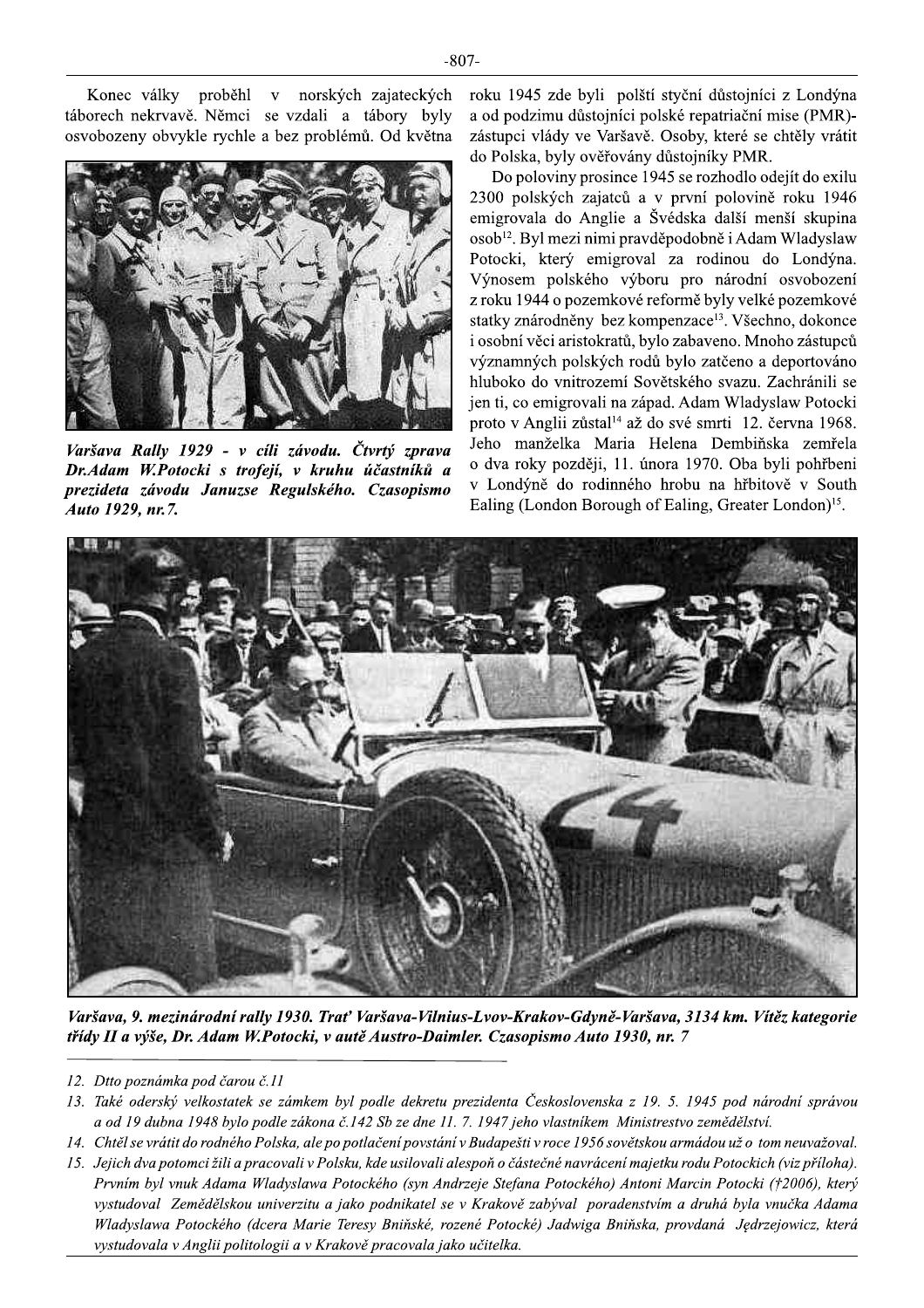Konec války proběhl v norských zajateckých táborech nekrvavě. Němci se vzdali a tábory byly osvobozeny obvykle rychle a bez problémů. Od května roku 1945 zde byli polští styční důstojníci z Londýna a od podzimu důstojníci polské repatriační mise (PMR)- zástupci vlády ve Varšavě. Osoby, které se chtěly vrátit do Polska, byly ověřovány důstojníky PMR.

*Varšava Rally 1929 - v cíli závodu. Čtvrtý zprava Dr.Adam W.Potocki s trofejí, v kruhu účastníků a prezideta závodu Januzse Regulského. Czasopismo Auto 1929, nr.7.*

Do poloviny prosince 1945 se rozhodlo odejít do exilu 2300 polských zajatců a v první polovině roku 1946 emigrovala do Anglie a Švédska další menší skupina osob[12]. Byl mezi nimi pravděpodobně i Adam Wladyslaw Potocki, který emigroval za rodinou do Londýna. Výnosem polského výboru pro národní osvobození z roku 1944 o pozemkové reformě byly velké pozemkové statky znárodněny bez kompenzace[13]. Všechno, dokonce i osobní věci aristokratů, bylo zabaveno. Mnoho zástupců významných polských rodů bylo zatčeno a deportováno hluboko do vnitrozemí Sovětského svazu. Zachránili se jen ti, co emigrovali na západ. Adam Wladyslaw Potocki proto v Anglii zůstal[14] až do své smrti 12. června 1968. Jeho manželka Maria Helena Dembiňska zemřela o dva roky později, 11. února 1970. Oba byli pohřbeni v Londýně do rodinného hrobu na hřbitově v South Ealing (London Borough of Ealing, Greater London)[15].

***Varšava, 9. mezinárodní rally 1930. Trať Varšava-Vilnius-Lvov-Krakov-Gdyně-Varšava, 3134 km. Vítěz kategorie třídy II a výše, Dr. Adam W.Potocki, v autě Austro-Daimler. Czasopismo Auto 1930, nr. 7***

---

12. *Dtto poznámka pod čarou č.11*
13. *Také oderský velkostatek se zámkem byl podle dekretu prezidenta Československa z 19. 5. 1945 pod národní správou a od 19 dubna 1948 bylo podle zákona č.142 Sb ze dne 11. 7. 1947 jeho vlastníkem Ministrestvo zemědělství.*
14. *Chtěl se vrátit do rodného Polska, ale po potlačení povstání v Budapešti v roce 1956 sovětskou armádou už o tom neuvažoval.*
15. *Jejich dva potomci žili a pracovali v Polsku, kde usilovali alespoň o částečné navrácení majetku rodu Potockich (viz příloha). Prvním byl vnuk Adama Wladyslawa Potockého (syn Andrzeje Stefana Potockého) Antoni Marcin Potocki (†2006), který vystudoval Zemědělskou univerzitu a jako podnikatel se v Krakově zabýval poradenstvím a druhá byla vnučka Adama Wladyslawa Potockého (dcera Marie Teresy Bniňské, rozené Potocké) Jadwiga Bniňska, provdaná Jędrzejowicz, která vystudovala v Anglii politologii a v Krakově pracovala jako učitelka.*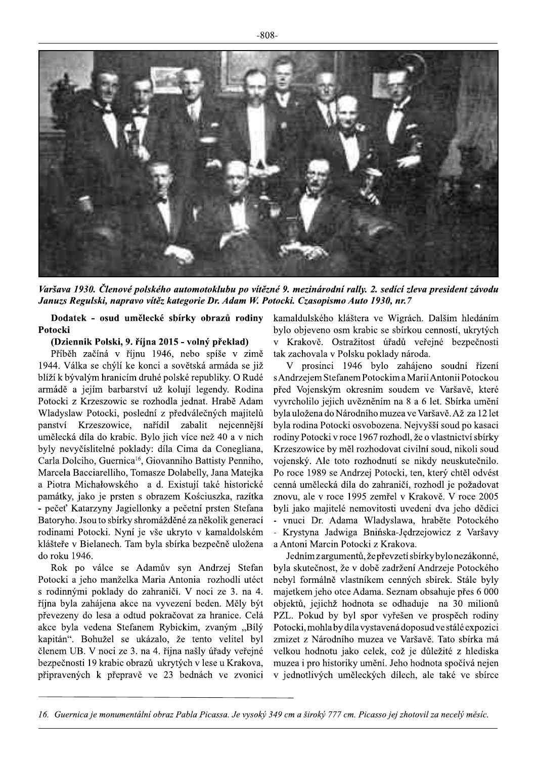*Varšava 1930. Členové polského automotoklubu po vítězné 9. mezinárodní rally. 2. sedící zleva president závodu Januzs Regulski, napravo vítěz kategorie Dr. Adam W. Potocki. Czasopismo Auto 1930, nr.7*

**Dodatek - osud umělecké sbírky obrazů rodiny Potocki**

**(Dziennik Polski, 9. října 2015 - volný překlad)**

Příběh začíná v říjnu 1946, nebo spíše v zimě 1944. Válka se chýlí ke konci a sovětská armáda se již blíží k bývalým hranicím druhé polské republiky. O Rudé armádě a jejím barbarství už kolují legendy. Rodina Potocki z Krzeszowic se rozhodla jednat. Hrabě Adam Wladyslaw Potocki, poslední z předválečných majitelů panství Krzeszowice, nařídil zabalit nejcennější umělecká díla do krabic. Bylo jich více než 40 a v nich byly nevyčíslitelné poklady: díla Cima da Conegliana, Carla Dolciho, Guernica[16], Giovanniho Battisty Penniho, Marcela Bacciarelliho, Tomasze Dolabelly, Jana Matejka a Piotra Michałowského a d. Existují také historické památky, jako je prsten s obrazem Kościuszka, razítka - pečeť Katarzyny Jagiellonky a pečetní prsten Stefana Batoryho. Jsou to sbírky shromážděné za několik generací rodinami Potocki. Nyní je vše ukryto v kamaldolském klášteře v Bielanech. Tam byla sbírka bezpečně uložena do roku 1946.

Rok po válce se Adamův syn Andrzej Stefan Potocki a jeho manželka Maria Antonia rozhodli utéct s rodinnými poklady do zahraničí. V noci ze 3. na 4. října byla zahájena akce na vyvezení beden. Měly být převezeny do lesa a odtud pokračovat za hranice. Celá akce byla vedena Stefanem Rybickim, zvaným „Bílý kapitán". Bohužel se ukázalo, že tento velitel byl členem UB. V noci ze 3. na 4. října našly úřady veřejné bezpečnosti 19 krabic obrazů ukrytých v lese u Krakova, připravených k přepravě ve 23 bednách ve zvonici kamaldulského kláštera ve Wigrách. Dalším hledáním bylo objeveno osm krabic se sbírkou cenností, ukrytých v Krakově. Ostražitost úřadů veřejné bezpečnosti tak zachovala v Polsku poklady národa.

V prosinci 1946 bylo zahájeno soudní řízení s Andrzejem Stefanem Potockim a Marií Antonií Potockou před Vojenským okresním soudem ve Varšavě, které vyvrcholilo jejich uvězněním na 8 a 6 let. Sbírka umění byla uložena do Národního muzea ve Varšavě. Až za 12 let byla rodina Potocki osvobozena. Nejvyšší soud po kasaci rodiny Potocki v roce 1967 rozhodl, že o vlastnictví sbírky Krzeszowice by měl rozhodovat civilní soud, nikoli soud vojenský. Ale toto rozhodnutí se nikdy neuskutečnilo. Po roce 1989 se Andrzej Potocki, ten, který chtěl odvést cenná umělecká díla do zahraničí, rozhodl je požadovat znovu, ale v roce 1995 zemřel v Krakově. V roce 2005 byli jako majitelé nemovitosti uvedeni dva jeho dědici - vnuci Dr. Adama Wladyslawa, hraběte Potockého - Krystyna Jadwiga Bnińska-Jędrzejowicz z Varšavy a Antoni Marcin Potocki z Krakova.

Jedním z argumentů, že převzetí sbírky bylo nezákonné, byla skutečnost, že v době zadržení Andrzeje Potockého nebyl formálně vlastníkem cenných sbírek. Stále byly majetkem jeho otce Adama. Seznam obsahuje přes 6 000 objektů, jejichž hodnota se odhaduje na 30 milionů PZL. Pokud by byl spor vyřešen ve prospěch rodiny Potocki, mohla by díla vystavená doposud ve stálé expozici zmizet z Národního muzea ve Varšavě. Tato sbírka má velkou hodnotu jako celek, což je důležité z hlediska muzea i pro historiky umění. Jeho hodnota spočívá nejen v jednotlivých uměleckých dílech, ale také ve sbírce

---

16. *Guernica je monumentální obraz Pabla Picassa. Je vysoký 349 cm a široký 777 cm. Picasso jej zhotovil za necelý měsíc.*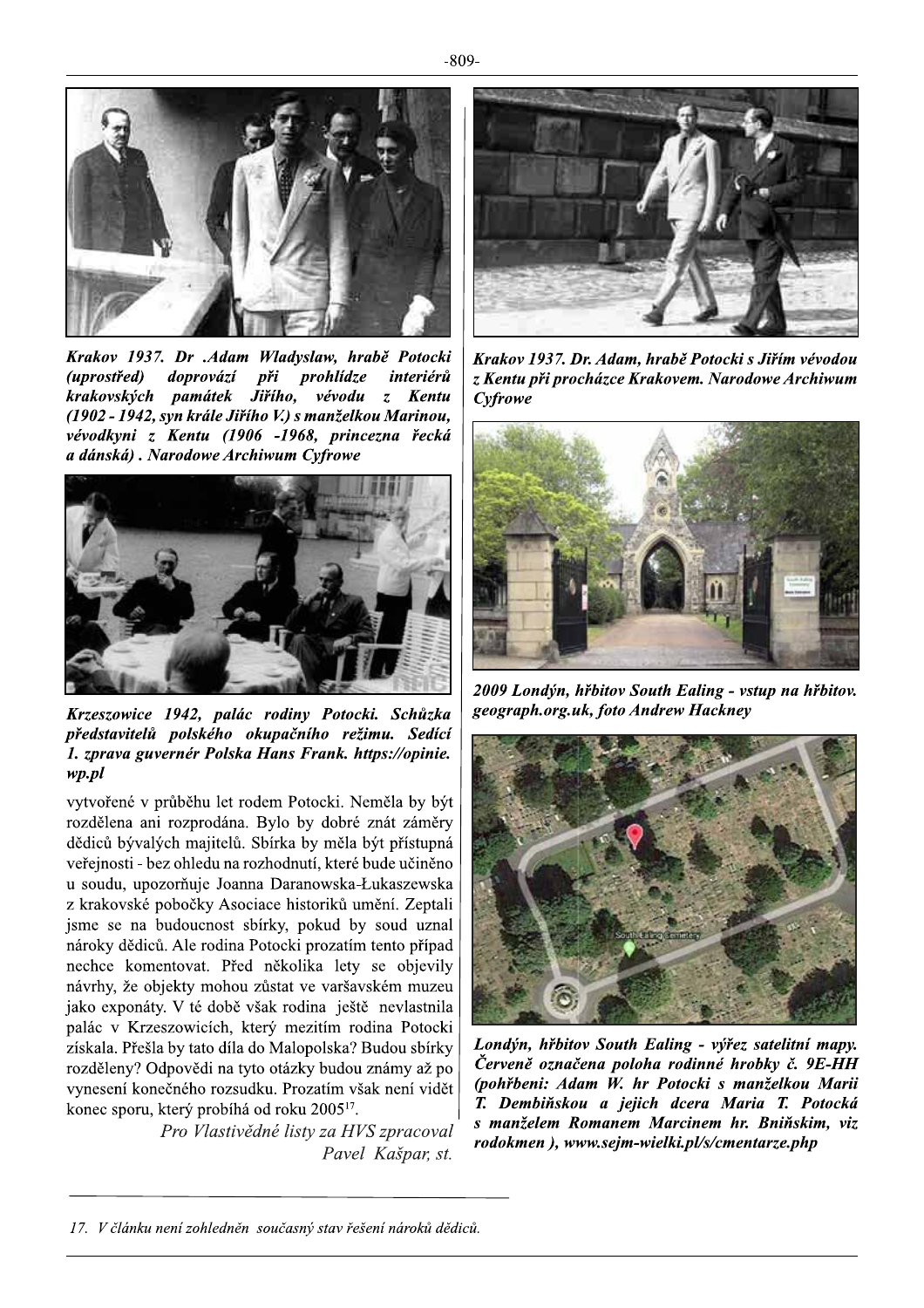*Krakov 1937. Dr .Adam Wladyslaw, hrabě Potocki (uprostřed) doprovází při prohlídze interiérů krakovských památek Jiřího, vévodu z Kentu (1902 - 1942, syn krále Jiřího V.) s manželkou Marinou, vévodkyní z Kentu (1906 -1968, princezna řecká a dánská) . Narodowe Archiwum Cyfrowe*

*Krzeszowice 1942, palác rodiny Potocki. Schůzka představitelů polského okupačního režimu. Sedící 1. zprava guvernér Polska Hans Frank. https://opinie.wp.pl*

vytvořené v průběhu let rodem Potocki. Neměla by být rozdělena ani rozprodána. Bylo by dobré znát záměry dědiců bývalých majitelů. Sbírka by měla být přístupná veřejnosti - bez ohledu na rozhodnutí, které bude učiněno u soudu, upozorňuje Joanna Daranowska-Łukaszewska z krakovské pobočky Asociace historiků umění. Zeptali jsme se na budoucnost sbírky, pokud by soud uznal nároky dědiců. Ale rodina Potocki prozatím tento případ nechce komentovat. Před několika lety se objevily návrhy, že objekty mohou zůstat ve varšavském muzeu jako exponáty. V té době však rodina ještě nevlastnila palác v Krzeszowicích, který mezitím rodina Potocki získala. Přešla by tato díla do Malopolska? Budou sbírky rozděleny? Odpovědi na tyto otázky budou známy až po vynesení konečného rozsudku. Prozatím však není vidět konec sporu, který probíhá od roku 2005[17].

*Pro Vlastivědné listy za HVS zpracoval Pavel Kašpar, st.*

*Krakov 1937. Dr. Adam, hrabě Potocki s Jiřím vévodou z Kentu při procházce Krakovem. Narodowe Archiwum Cyfrowe*

*2009 Londýn, hřbitov South Ealing - vstup na hřbitov. geograph.org.uk, foto Andrew Hackney*

*Londýn, hřbitov South Ealing - výřez satelitní mapy. Červeně označena poloha rodinné hrobky č. 9E-HH (pohřbeni: Adam W. hr Potocki s manželkou Marii T. Dembińskou a jejich dcera Maria T. Potocká s manželem Romanem Marcinem hr. Bniňskim, viz rodokmen ), www.sejm-wielki.pl/s/cmentarze.php*

---

*17. V článku není zohledněn současný stav řešení nároků dědiců.*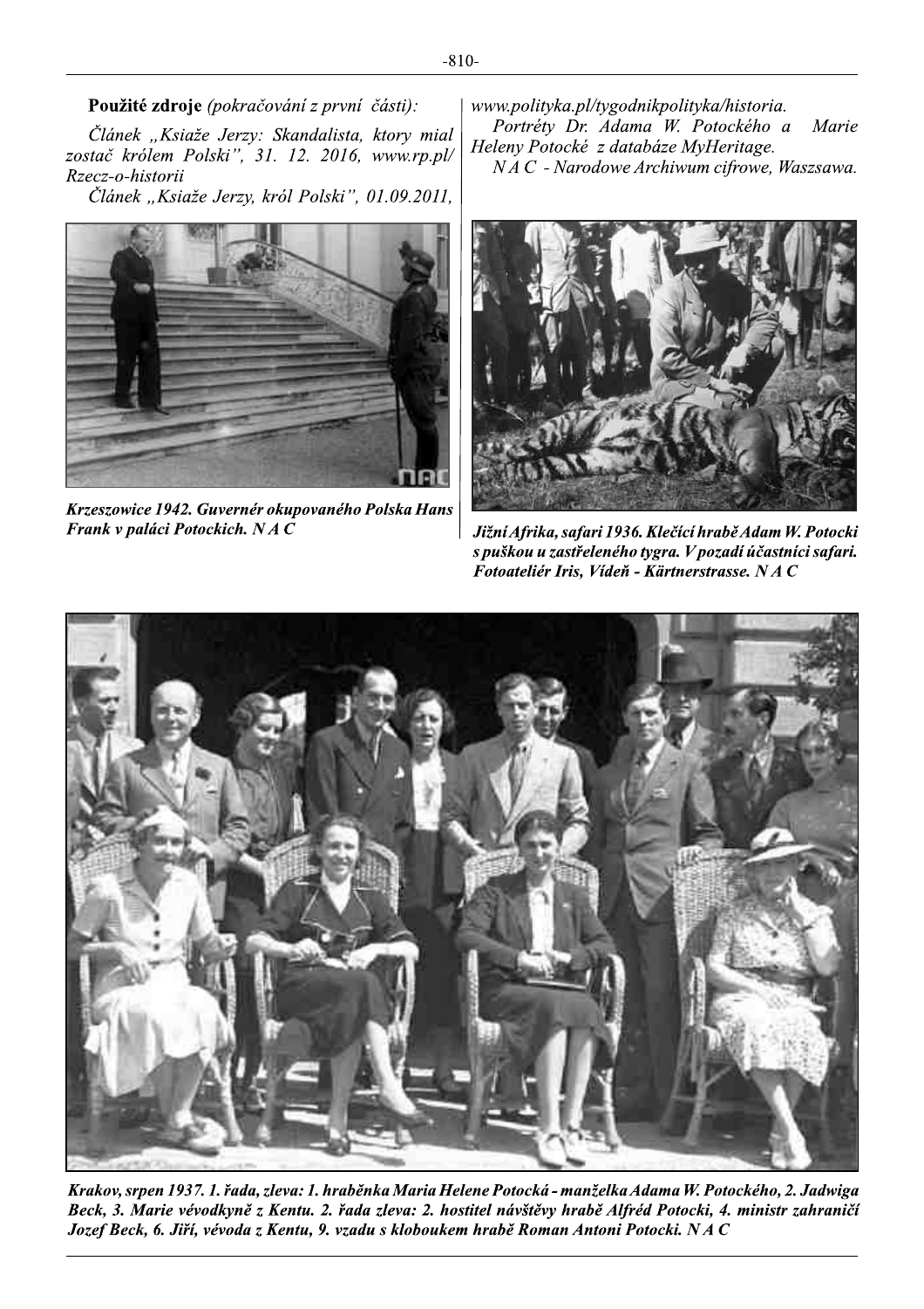**Použité zdroje** *(pokračování z první části):*

*Článek „Ksiaže Jerzy: Skandalista, ktory mial zostač królem Polski", 31. 12. 2016, www.rp.pl/ Rzecz-o-historii*

*Článek „Ksiaže Jerzy, król Polski", 01.09.2011, www.polityka.pl/tygodnikpolityka/historia.*

*Portréty Dr. Adama W. Potockého a Marie Heleny Potocké z databáze MyHeritage.*

*N A C - Narodowe Archiwum cifrowe, Waszsawa.*

***Krzeszowice 1942. Guvernér okupovaného Polska Hans Frank v paláci Potockich. N A C***

***Jižní Afrika, safari 1936. Klečící hrabě Adam W. Potocki s puškou u zastřeleného tygra. V pozadí účastníci safari. Fotoateliér Iris, Vídeň - Kärtnerstrasse. N A C***

***Krakov, srpen 1937. 1. řada, zleva: 1. hraběnka Maria Helene Potocká - manželka Adama W. Potockého, 2. Jadwiga Beck, 3. Marie vévodkyně z Kentu. 2. řada zleva: 2. hostitel návštěvy hrabě Alfréd Potocki, 4. ministr zahraničí Jozef Beck, 6. Jiří, vévoda z Kentu, 9. vzadu s kloboukem hrabě Roman Antoni Potocki. N A C***